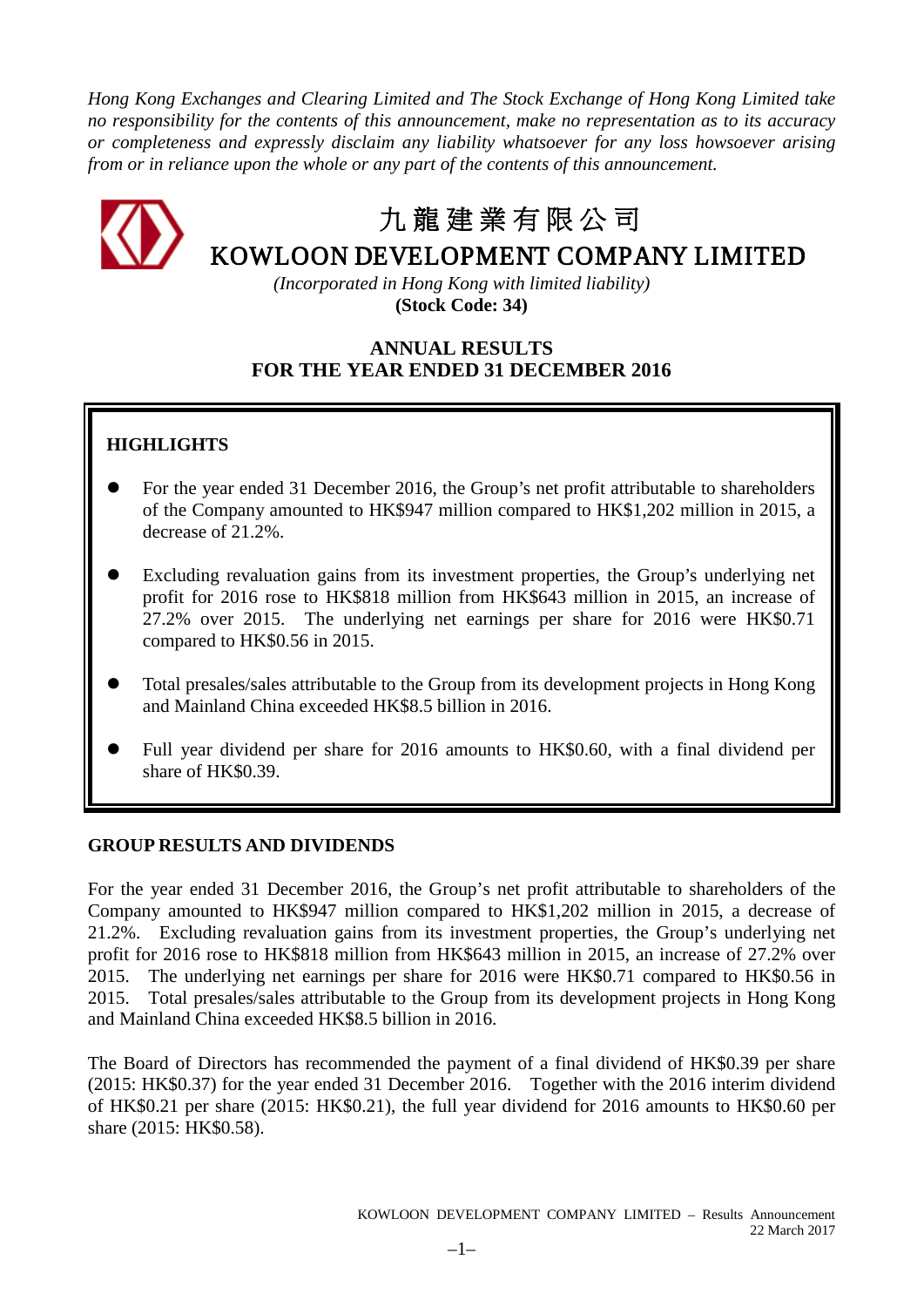*Hong Kong Exchanges and Clearing Limited and The Stock Exchange of Hong Kong Limited take no responsibility for the contents of this announcement, make no representation as to its accuracy or completeness and expressly disclaim any liability whatsoever for any loss howsoever arising from or in reliance upon the whole or any part of the contents of this announcement.*

# 九龍建業有限公司
# KOWLOON DEVELOPMENT COMPANY LIMITED

*(Incorporated in Hong Kong with limited liability)*
**(Stock Code: 34)**

## ANNUAL RESULTS FOR THE YEAR ENDED 31 DECEMBER 2016

### HIGHLIGHTS

- For the year ended 31 December 2016, the Group's net profit attributable to shareholders of the Company amounted to HK$947 million compared to HK$1,202 million in 2015, a decrease of 21.2%.
- Excluding revaluation gains from its investment properties, the Group's underlying net profit for 2016 rose to HK$818 million from HK$643 million in 2015, an increase of 27.2% over 2015. The underlying net earnings per share for 2016 were HK$0.71 compared to HK$0.56 in 2015.
- Total presales/sales attributable to the Group from its development projects in Hong Kong and Mainland China exceeded HK$8.5 billion in 2016.
- Full year dividend per share for 2016 amounts to HK$0.60, with a final dividend per share of HK$0.39.

### GROUP RESULTS AND DIVIDENDS

For the year ended 31 December 2016, the Group's net profit attributable to shareholders of the Company amounted to HK$947 million compared to HK$1,202 million in 2015, a decrease of 21.2%. Excluding revaluation gains from its investment properties, the Group's underlying net profit for 2016 rose to HK$818 million from HK$643 million in 2015, an increase of 27.2% over 2015. The underlying net earnings per share for 2016 were HK$0.71 compared to HK$0.56 in 2015. Total presales/sales attributable to the Group from its development projects in Hong Kong and Mainland China exceeded HK$8.5 billion in 2016.

The Board of Directors has recommended the payment of a final dividend of HK$0.39 per share (2015: HK$0.37) for the year ended 31 December 2016. Together with the 2016 interim dividend of HK$0.21 per share (2015: HK$0.21), the full year dividend for 2016 amounts to HK$0.60 per share (2015: HK$0.58).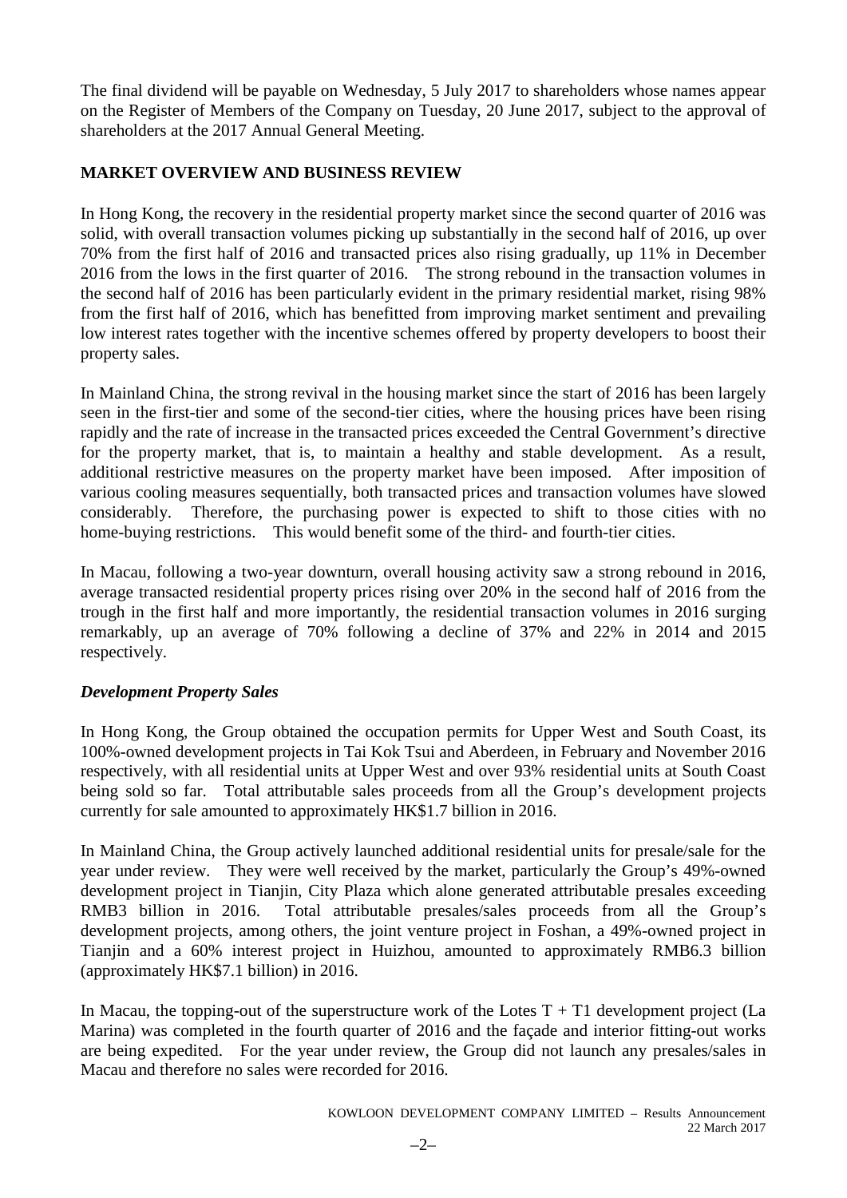The final dividend will be payable on Wednesday, 5 July 2017 to shareholders whose names appear on the Register of Members of the Company on Tuesday, 20 June 2017, subject to the approval of shareholders at the 2017 Annual General Meeting.

## MARKET OVERVIEW AND BUSINESS REVIEW

In Hong Kong, the recovery in the residential property market since the second quarter of 2016 was solid, with overall transaction volumes picking up substantially in the second half of 2016, up over 70% from the first half of 2016 and transacted prices also rising gradually, up 11% in December 2016 from the lows in the first quarter of 2016. The strong rebound in the transaction volumes in the second half of 2016 has been particularly evident in the primary residential market, rising 98% from the first half of 2016, which has benefitted from improving market sentiment and prevailing low interest rates together with the incentive schemes offered by property developers to boost their property sales.

In Mainland China, the strong revival in the housing market since the start of 2016 has been largely seen in the first-tier and some of the second-tier cities, where the housing prices have been rising rapidly and the rate of increase in the transacted prices exceeded the Central Government's directive for the property market, that is, to maintain a healthy and stable development. As a result, additional restrictive measures on the property market have been imposed. After imposition of various cooling measures sequentially, both transacted prices and transaction volumes have slowed considerably. Therefore, the purchasing power is expected to shift to those cities with no home-buying restrictions. This would benefit some of the third- and fourth-tier cities.

In Macau, following a two-year downturn, overall housing activity saw a strong rebound in 2016, average transacted residential property prices rising over 20% in the second half of 2016 from the trough in the first half and more importantly, the residential transaction volumes in 2016 surging remarkably, up an average of 70% following a decline of 37% and 22% in 2014 and 2015 respectively.

### *Development Property Sales*

In Hong Kong, the Group obtained the occupation permits for Upper West and South Coast, its 100%-owned development projects in Tai Kok Tsui and Aberdeen, in February and November 2016 respectively, with all residential units at Upper West and over 93% residential units at South Coast being sold so far. Total attributable sales proceeds from all the Group's development projects currently for sale amounted to approximately HK$1.7 billion in 2016.

In Mainland China, the Group actively launched additional residential units for presale/sale for the year under review. They were well received by the market, particularly the Group's 49%-owned development project in Tianjin, City Plaza which alone generated attributable presales exceeding RMB3 billion in 2016. Total attributable presales/sales proceeds from all the Group's development projects, among others, the joint venture project in Foshan, a 49%-owned project in Tianjin and a 60% interest project in Huizhou, amounted to approximately RMB6.3 billion (approximately HK$7.1 billion) in 2016.

In Macau, the topping-out of the superstructure work of the Lotes T + T1 development project (La Marina) was completed in the fourth quarter of 2016 and the façade and interior fitting-out works are being expedited. For the year under review, the Group did not launch any presales/sales in Macau and therefore no sales were recorded for 2016.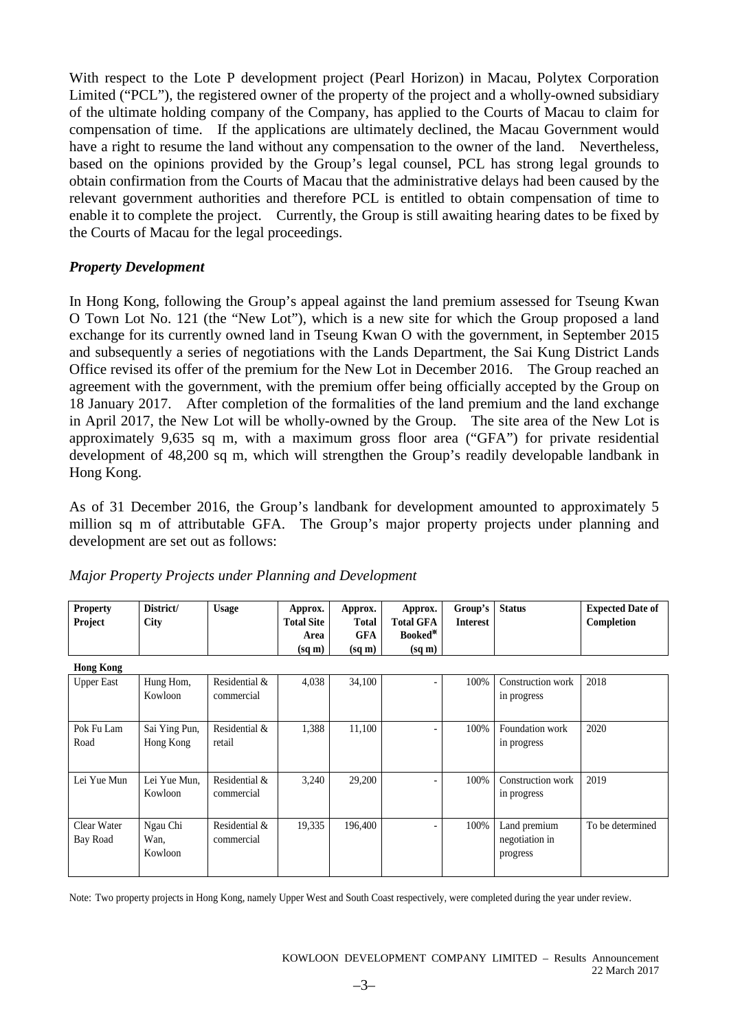With respect to the Lote P development project (Pearl Horizon) in Macau, Polytex Corporation Limited ("PCL"), the registered owner of the property of the project and a wholly-owned subsidiary of the ultimate holding company of the Company, has applied to the Courts of Macau to claim for compensation of time. If the applications are ultimately declined, the Macau Government would have a right to resume the land without any compensation to the owner of the land. Nevertheless, based on the opinions provided by the Group's legal counsel, PCL has strong legal grounds to obtain confirmation from the Courts of Macau that the administrative delays had been caused by the relevant government authorities and therefore PCL is entitled to obtain compensation of time to enable it to complete the project. Currently, the Group is still awaiting hearing dates to be fixed by the Courts of Macau for the legal proceedings.

***Property Development***

In Hong Kong, following the Group's appeal against the land premium assessed for Tseung Kwan O Town Lot No. 121 (the "New Lot"), which is a new site for which the Group proposed a land exchange for its currently owned land in Tseung Kwan O with the government, in September 2015 and subsequently a series of negotiations with the Lands Department, the Sai Kung District Lands Office revised its offer of the premium for the New Lot in December 2016. The Group reached an agreement with the government, with the premium offer being officially accepted by the Group on 18 January 2017. After completion of the formalities of the land premium and the land exchange in April 2017, the New Lot will be wholly-owned by the Group. The site area of the New Lot is approximately 9,635 sq m, with a maximum gross floor area ("GFA") for private residential development of 48,200 sq m, which will strengthen the Group's readily developable landbank in Hong Kong.

As of 31 December 2016, the Group's landbank for development amounted to approximately 5 million sq m of attributable GFA. The Group's major property projects under planning and development are set out as follows:

*Major Property Projects under Planning and Development*

| Property Project | District/ City | Usage | Approx. Total Site Area (sq m) | Approx. Total GFA (sq m) | Approx. Total GFA Booked* (sq m) | Group's Interest | Status | Expected Date of Completion |
|---|---|---|---|---|---|---|---|---|
| **Hong Kong** | | | | | | | | |
| Upper East | Hung Hom, Kowloon | Residential & commercial | 4,038 | 34,100 | - | 100% | Construction work in progress | 2018 |
| Pok Fu Lam Road | Sai Ying Pun, Hong Kong | Residential & retail | 1,388 | 11,100 | - | 100% | Foundation work in progress | 2020 |
| Lei Yue Mun | Lei Yue Mun, Kowloon | Residential & commercial | 3,240 | 29,200 | - | 100% | Construction work in progress | 2019 |
| Clear Water Bay Road | Ngau Chi Wan, Kowloon | Residential & commercial | 19,335 | 196,400 | - | 100% | Land premium negotiation in progress | To be determined |

Note: Two property projects in Hong Kong, namely Upper West and South Coast respectively, were completed during the year under review.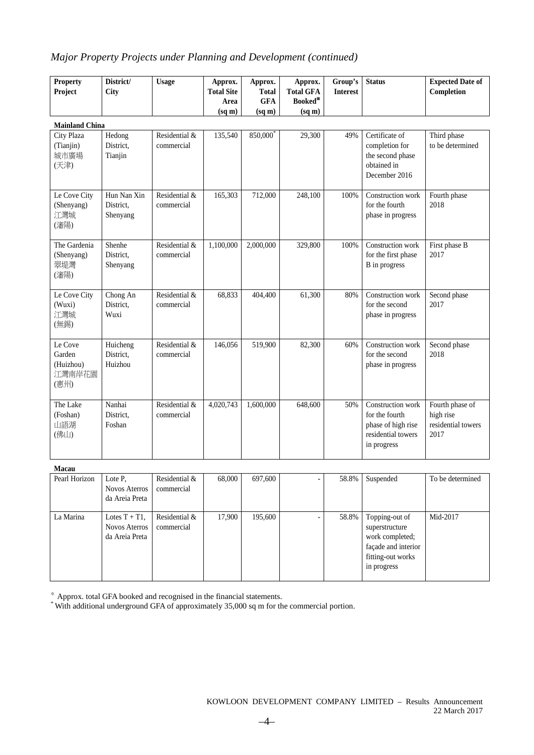*Major Property Projects under Planning and Development (continued)*

| Property Project | District/ City | Usage | Approx. Total Site Area (sq m) | Approx. Total GFA (sq m) | Approx. Total GFA Booked※ (sq m) | Group's Interest | Status | Expected Date of Completion |
|---|---|---|---|---|---|---|---|---|
| **Mainland China** | | | | | | | | |
| City Plaza (Tianjin) 城市廣場 (天津) | Hedong District, Tianjin | Residential & commercial | 135,540 | 850,000* | 29,300 | 49% | Certificate of completion for the second phase obtained in December 2016 | Third phase to be determined |
| Le Cove City (Shenyang) 江灣城 (瀋陽) | Hun Nan Xin District, Shenyang | Residential & commercial | 165,303 | 712,000 | 248,100 | 100% | Construction work for the fourth phase in progress | Fourth phase 2018 |
| The Gardenia (Shenyang) 翠堤灣 (瀋陽) | Shenhe District, Shenyang | Residential & commercial | 1,100,000 | 2,000,000 | 329,800 | 100% | Construction work for the first phase B in progress | First phase B 2017 |
| Le Cove City (Wuxi) 江灣城 (無錫) | Chong An District, Wuxi | Residential & commercial | 68,833 | 404,400 | 61,300 | 80% | Construction work for the second phase in progress | Second phase 2017 |
| Le Cove Garden (Huizhou) 江灣南岸花園 (惠州) | Huicheng District, Huizhou | Residential & commercial | 146,056 | 519,900 | 82,300 | 60% | Construction work for the second phase in progress | Second phase 2018 |
| The Lake (Foshan) 山語湖 (佛山) | Nanhai District, Foshan | Residential & commercial | 4,020,743 | 1,600,000 | 648,600 | 50% | Construction work for the fourth phase of high rise residential towers in progress | Fourth phase of high rise residential towers 2017 |
| **Macau** | | | | | | | | |
| Pearl Horizon | Lote P, Novos Aterros da Areia Preta | Residential & commercial | 68,000 | 697,600 | - | 58.8% | Suspended | To be determined |
| La Marina | Lotes T + T1, Novos Aterros da Areia Preta | Residential & commercial | 17,900 | 195,600 | - | 58.8% | Topping-out of superstructure work completed; façade and interior fitting-out works in progress | Mid-2017 |

※ Approx. total GFA booked and recognised in the financial statements.

\* With additional underground GFA of approximately 35,000 sq m for the commercial portion.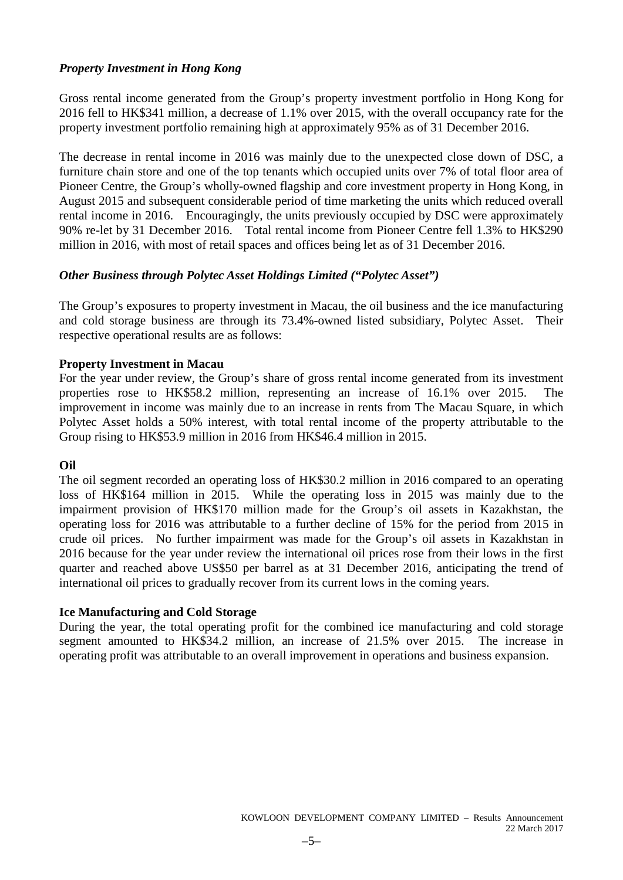### *Property Investment in Hong Kong*

Gross rental income generated from the Group's property investment portfolio in Hong Kong for 2016 fell to HK$341 million, a decrease of 1.1% over 2015, with the overall occupancy rate for the property investment portfolio remaining high at approximately 95% as of 31 December 2016.

The decrease in rental income in 2016 was mainly due to the unexpected close down of DSC, a furniture chain store and one of the top tenants which occupied units over 7% of total floor area of Pioneer Centre, the Group's wholly-owned flagship and core investment property in Hong Kong, in August 2015 and subsequent considerable period of time marketing the units which reduced overall rental income in 2016. Encouragingly, the units previously occupied by DSC were approximately 90% re-let by 31 December 2016. Total rental income from Pioneer Centre fell 1.3% to HK$290 million in 2016, with most of retail spaces and offices being let as of 31 December 2016.

### *Other Business through Polytec Asset Holdings Limited ("Polytec Asset")*

The Group's exposures to property investment in Macau, the oil business and the ice manufacturing and cold storage business are through its 73.4%-owned listed subsidiary, Polytec Asset. Their respective operational results are as follows:

**Property Investment in Macau**

For the year under review, the Group's share of gross rental income generated from its investment properties rose to HK$58.2 million, representing an increase of 16.1% over 2015. The improvement in income was mainly due to an increase in rents from The Macau Square, in which Polytec Asset holds a 50% interest, with total rental income of the property attributable to the Group rising to HK$53.9 million in 2016 from HK$46.4 million in 2015.

**Oil**

The oil segment recorded an operating loss of HK$30.2 million in 2016 compared to an operating loss of HK$164 million in 2015. While the operating loss in 2015 was mainly due to the impairment provision of HK$170 million made for the Group's oil assets in Kazakhstan, the operating loss for 2016 was attributable to a further decline of 15% for the period from 2015 in crude oil prices. No further impairment was made for the Group's oil assets in Kazakhstan in 2016 because for the year under review the international oil prices rose from their lows in the first quarter and reached above US$50 per barrel as at 31 December 2016, anticipating the trend of international oil prices to gradually recover from its current lows in the coming years.

**Ice Manufacturing and Cold Storage**

During the year, the total operating profit for the combined ice manufacturing and cold storage segment amounted to HK$34.2 million, an increase of 21.5% over 2015. The increase in operating profit was attributable to an overall improvement in operations and business expansion.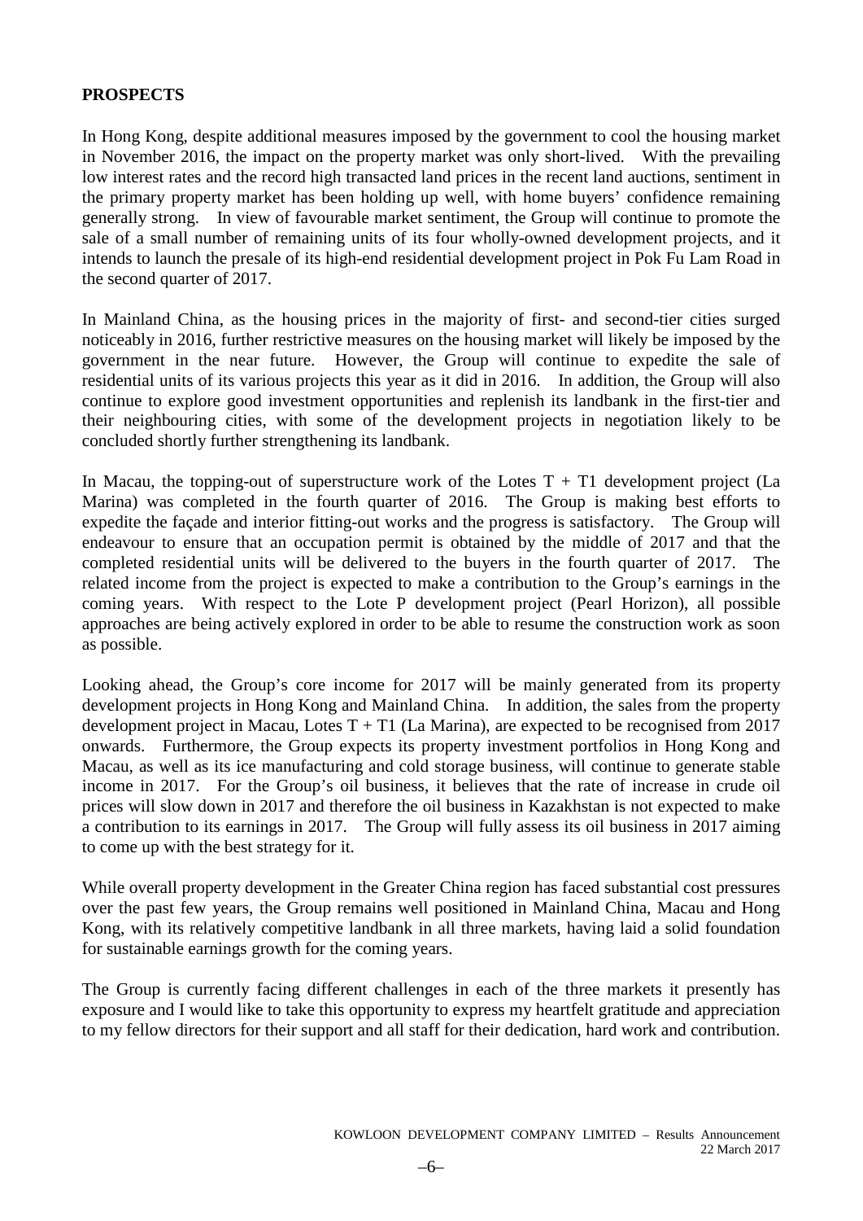**PROSPECTS**

In Hong Kong, despite additional measures imposed by the government to cool the housing market in November 2016, the impact on the property market was only short-lived. With the prevailing low interest rates and the record high transacted land prices in the recent land auctions, sentiment in the primary property market has been holding up well, with home buyers' confidence remaining generally strong. In view of favourable market sentiment, the Group will continue to promote the sale of a small number of remaining units of its four wholly-owned development projects, and it intends to launch the presale of its high-end residential development project in Pok Fu Lam Road in the second quarter of 2017.

In Mainland China, as the housing prices in the majority of first- and second-tier cities surged noticeably in 2016, further restrictive measures on the housing market will likely be imposed by the government in the near future. However, the Group will continue to expedite the sale of residential units of its various projects this year as it did in 2016. In addition, the Group will also continue to explore good investment opportunities and replenish its landbank in the first-tier and their neighbouring cities, with some of the development projects in negotiation likely to be concluded shortly further strengthening its landbank.

In Macau, the topping-out of superstructure work of the Lotes T + T1 development project (La Marina) was completed in the fourth quarter of 2016. The Group is making best efforts to expedite the façade and interior fitting-out works and the progress is satisfactory. The Group will endeavour to ensure that an occupation permit is obtained by the middle of 2017 and that the completed residential units will be delivered to the buyers in the fourth quarter of 2017. The related income from the project is expected to make a contribution to the Group's earnings in the coming years. With respect to the Lote P development project (Pearl Horizon), all possible approaches are being actively explored in order to be able to resume the construction work as soon as possible.

Looking ahead, the Group's core income for 2017 will be mainly generated from its property development projects in Hong Kong and Mainland China. In addition, the sales from the property development project in Macau, Lotes T + T1 (La Marina), are expected to be recognised from 2017 onwards. Furthermore, the Group expects its property investment portfolios in Hong Kong and Macau, as well as its ice manufacturing and cold storage business, will continue to generate stable income in 2017. For the Group's oil business, it believes that the rate of increase in crude oil prices will slow down in 2017 and therefore the oil business in Kazakhstan is not expected to make a contribution to its earnings in 2017. The Group will fully assess its oil business in 2017 aiming to come up with the best strategy for it.

While overall property development in the Greater China region has faced substantial cost pressures over the past few years, the Group remains well positioned in Mainland China, Macau and Hong Kong, with its relatively competitive landbank in all three markets, having laid a solid foundation for sustainable earnings growth for the coming years.

The Group is currently facing different challenges in each of the three markets it presently has exposure and I would like to take this opportunity to express my heartfelt gratitude and appreciation to my fellow directors for their support and all staff for their dedication, hard work and contribution.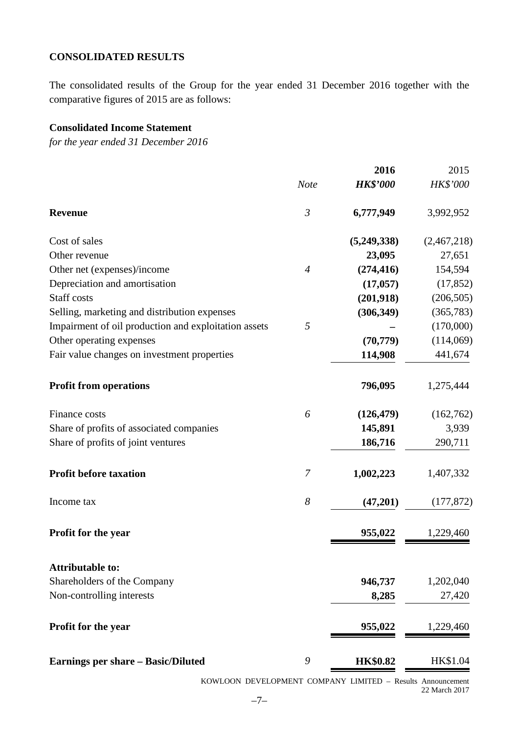## CONSOLIDATED RESULTS

The consolidated results of the Group for the year ended 31 December 2016 together with the comparative figures of 2015 are as follows:

### Consolidated Income Statement

*for the year ended 31 December 2016*

| | *Note* | **2016** *HK$'000* | 2015 *HK$'000* |
|---|---|---|---|
| **Revenue** | *3* | **6,777,949** | 3,992,952 |
| Cost of sales | | **(5,249,338)** | (2,467,218) |
| Other revenue | | **23,095** | 27,651 |
| Other net (expenses)/income | *4* | **(274,416)** | 154,594 |
| Depreciation and amortisation | | **(17,057)** | (17,852) |
| Staff costs | | **(201,918)** | (206,505) |
| Selling, marketing and distribution expenses | | **(306,349)** | (365,783) |
| Impairment of oil production and exploitation assets | *5* | **–** | (170,000) |
| Other operating expenses | | **(70,779)** | (114,069) |
| Fair value changes on investment properties | | **114,908** | 441,674 |
| **Profit from operations** | | **796,095** | 1,275,444 |
| Finance costs | *6* | **(126,479)** | (162,762) |
| Share of profits of associated companies | | **145,891** | 3,939 |
| Share of profits of joint ventures | | **186,716** | 290,711 |
| **Profit before taxation** | *7* | **1,002,223** | 1,407,332 |
| Income tax | *8* | **(47,201)** | (177,872) |
| **Profit for the year** | | **955,022** | 1,229,460 |
| **Attributable to:** | | | |
| Shareholders of the Company | | **946,737** | 1,202,040 |
| Non-controlling interests | | **8,285** | 27,420 |
| **Profit for the year** | | **955,022** | 1,229,460 |
| **Earnings per share – Basic/Diluted** | *9* | **HK$0.82** | HK$1.04 |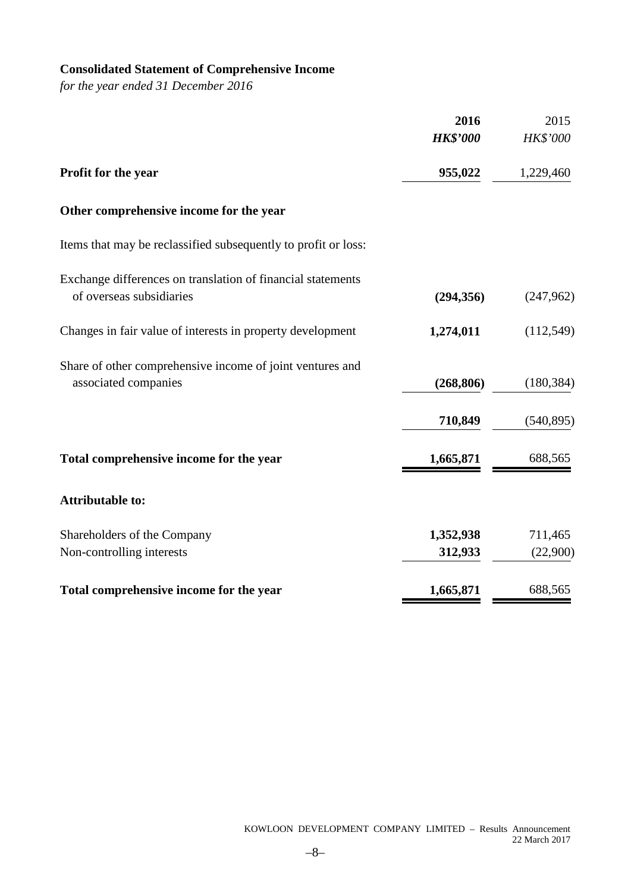## Consolidated Statement of Comprehensive Income

*for the year ended 31 December 2016*

| | **2016** | 2015 |
|---|---|---|
| | ***HK$'000*** | *HK$'000* |
| **Profit for the year** | **955,022** | 1,229,460 |
| **Other comprehensive income for the year** | | |
| Items that may be reclassified subsequently to profit or loss: | | |
| Exchange differences on translation of financial statements of overseas subsidiaries | **(294,356)** | (247,962) |
| Changes in fair value of interests in property development | **1,274,011** | (112,549) |
| Share of other comprehensive income of joint ventures and associated companies | **(268,806)** | (180,384) |
| | **710,849** | (540,895) |
| **Total comprehensive income for the year** | **1,665,871** | 688,565 |
| **Attributable to:** | | |
| Shareholders of the Company | **1,352,938** | 711,465 |
| Non-controlling interests | **312,933** | (22,900) |
| **Total comprehensive income for the year** | **1,665,871** | 688,565 |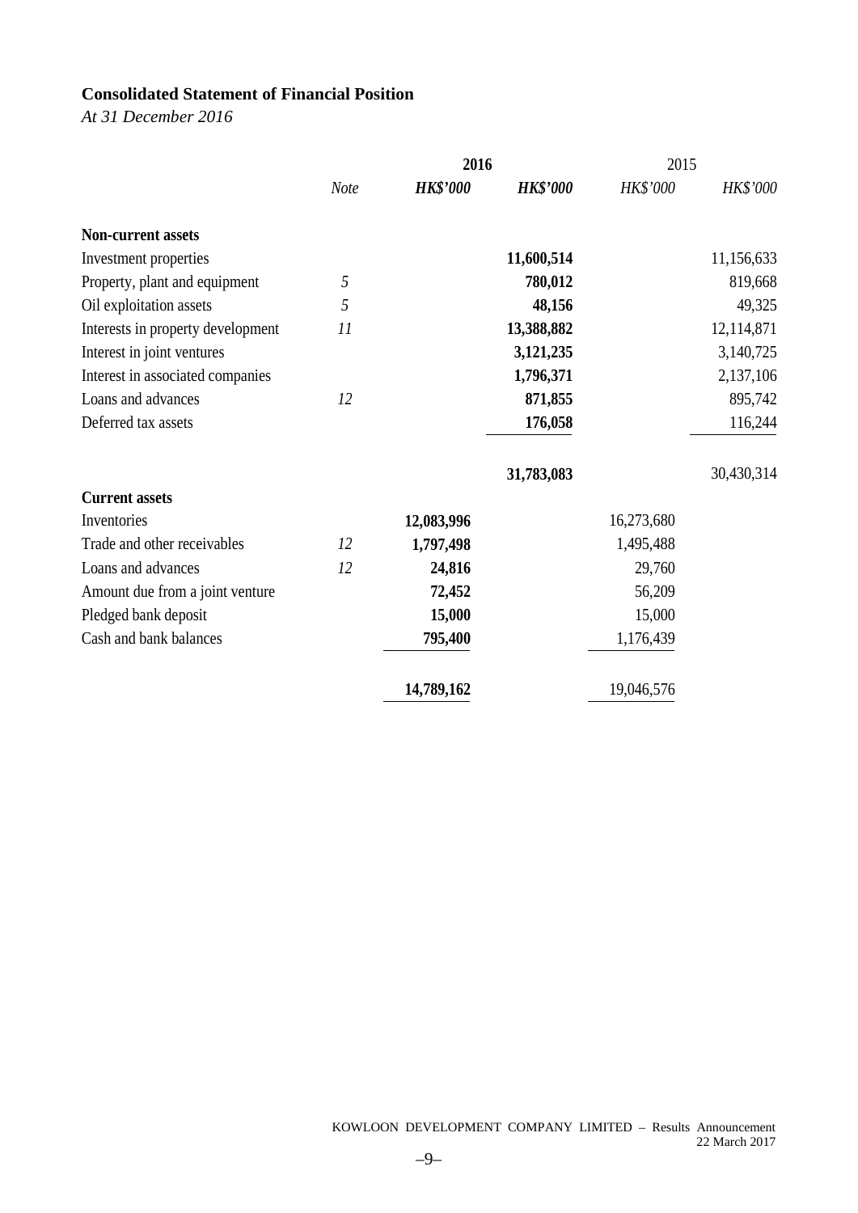## Consolidated Statement of Financial Position

*At 31 December 2016*

| | Note | 2016 | | 2015 | |
|---|---|---|---|---|---|
| | | ***HK$'000*** | ***HK$'000*** | *HK$'000* | *HK$'000* |
| **Non-current assets** | | | | | |
| Investment properties | | | **11,600,514** | | 11,156,633 |
| Property, plant and equipment | *5* | | **780,012** | | 819,668 |
| Oil exploitation assets | *5* | | **48,156** | | 49,325 |
| Interests in property development | *11* | | **13,388,882** | | 12,114,871 |
| Interest in joint ventures | | | **3,121,235** | | 3,140,725 |
| Interest in associated companies | | | **1,796,371** | | 2,137,106 |
| Loans and advances | *12* | | **871,855** | | 895,742 |
| Deferred tax assets | | | **176,058** | | 116,244 |
| | | | **31,783,083** | | 30,430,314 |
| **Current assets** | | | | | |
| Inventories | | **12,083,996** | | 16,273,680 | |
| Trade and other receivables | *12* | **1,797,498** | | 1,495,488 | |
| Loans and advances | *12* | **24,816** | | 29,760 | |
| Amount due from a joint venture | | **72,452** | | 56,209 | |
| Pledged bank deposit | | **15,000** | | 15,000 | |
| Cash and bank balances | | **795,400** | | 1,176,439 | |
| | | **14,789,162** | | 19,046,576 | |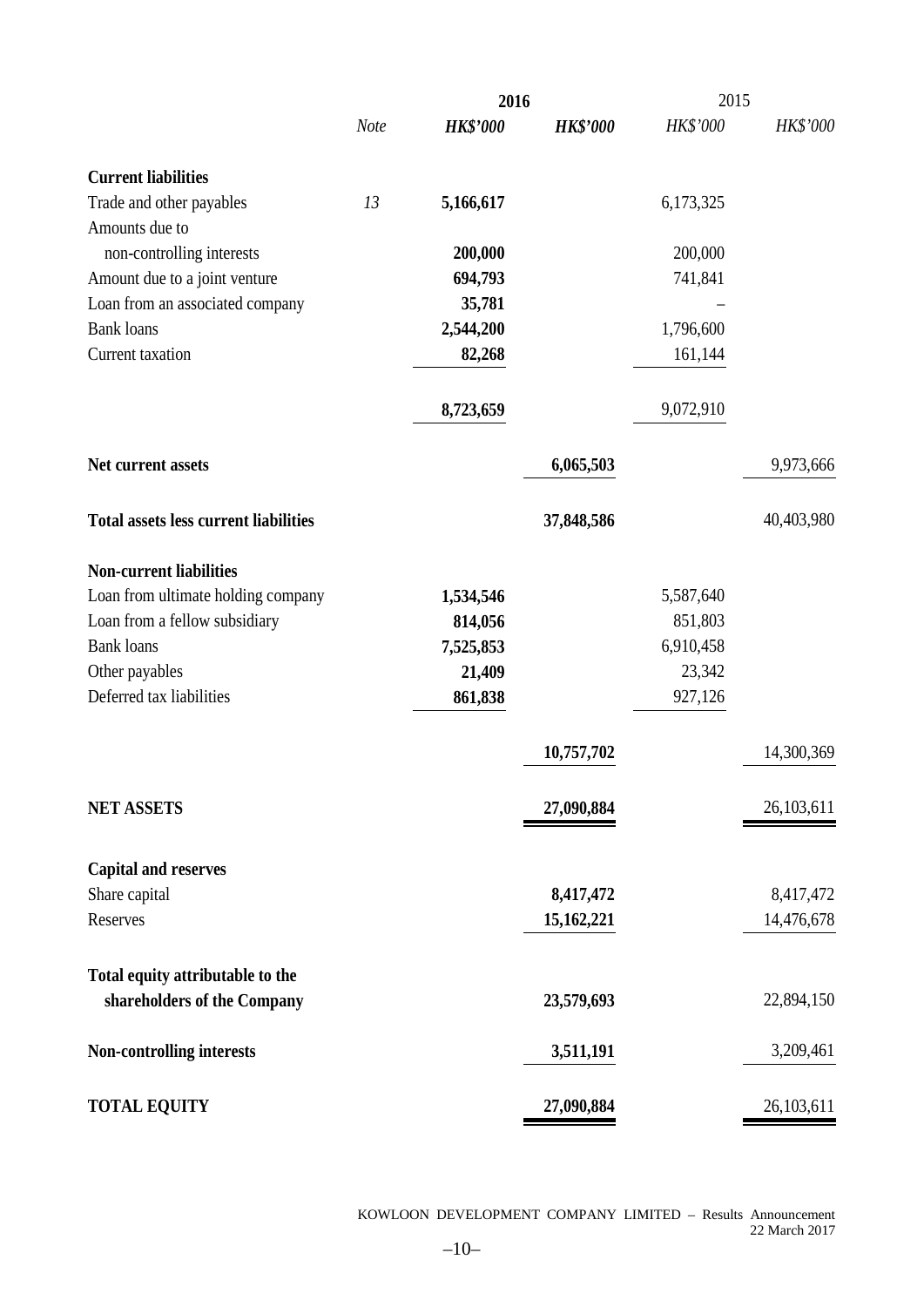| | Note | 2016 HK$'000 | 2016 HK$'000 | 2015 HK$'000 | 2015 HK$'000 |
|---|---|---|---|---|---|
| **Current liabilities** | | | | | |
| Trade and other payables | 13 | **5,166,617** | | 6,173,325 | |
| Amounts due to non-controlling interests | | **200,000** | | 200,000 | |
| Amount due to a joint venture | | **694,793** | | 741,841 | |
| Loan from an associated company | | **35,781** | | – | |
| Bank loans | | **2,544,200** | | 1,796,600 | |
| Current taxation | | **82,268** | | 161,144 | |
| | | **8,723,659** | | 9,072,910 | |
| **Net current assets** | | | **6,065,503** | | 9,973,666 |
| **Total assets less current liabilities** | | | **37,848,586** | | 40,403,980 |
| **Non-current liabilities** | | | | | |
| Loan from ultimate holding company | | **1,534,546** | | 5,587,640 | |
| Loan from a fellow subsidiary | | **814,056** | | 851,803 | |
| Bank loans | | **7,525,853** | | 6,910,458 | |
| Other payables | | **21,409** | | 23,342 | |
| Deferred tax liabilities | | **861,838** | | 927,126 | |
| | | | **10,757,702** | | 14,300,369 |
| **NET ASSETS** | | | **27,090,884** | | 26,103,611 |
| **Capital and reserves** | | | | | |
| Share capital | | | **8,417,472** | | 8,417,472 |
| Reserves | | | **15,162,221** | | 14,476,678 |
| **Total equity attributable to the shareholders of the Company** | | | **23,579,693** | | 22,894,150 |
| **Non-controlling interests** | | | **3,511,191** | | 3,209,461 |
| **TOTAL EQUITY** | | | **27,090,884** | | 26,103,611 |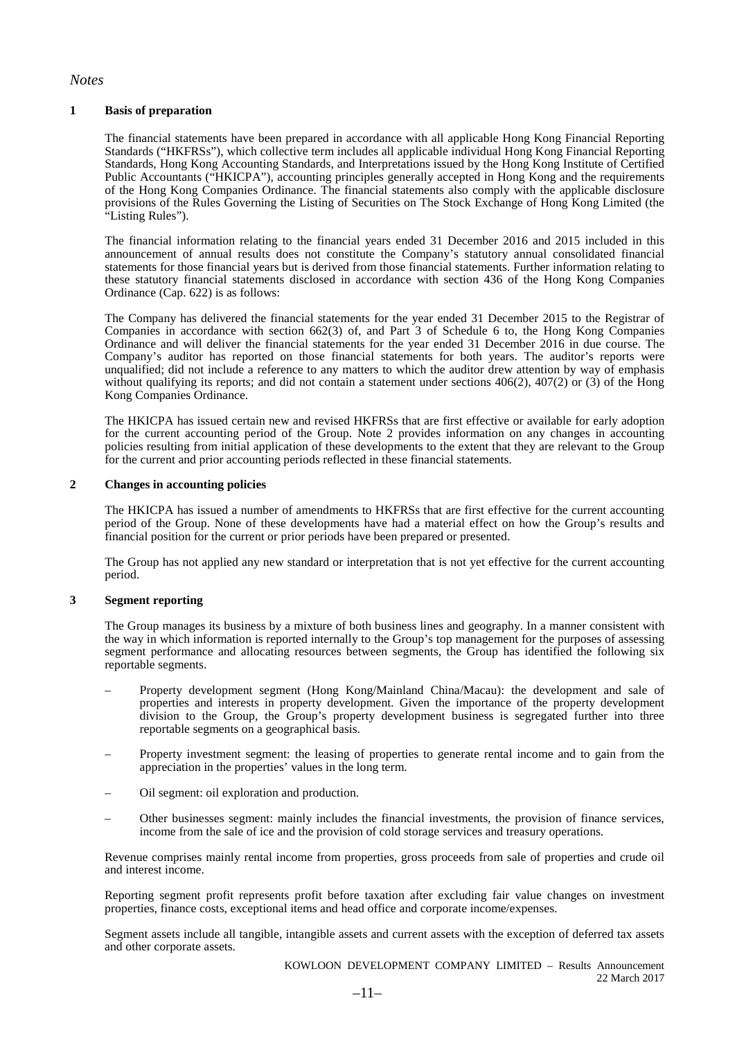*Notes*

**1 Basis of preparation**

The financial statements have been prepared in accordance with all applicable Hong Kong Financial Reporting Standards ("HKFRSs"), which collective term includes all applicable individual Hong Kong Financial Reporting Standards, Hong Kong Accounting Standards, and Interpretations issued by the Hong Kong Institute of Certified Public Accountants ("HKICPA"), accounting principles generally accepted in Hong Kong and the requirements of the Hong Kong Companies Ordinance. The financial statements also comply with the applicable disclosure provisions of the Rules Governing the Listing of Securities on The Stock Exchange of Hong Kong Limited (the "Listing Rules").

The financial information relating to the financial years ended 31 December 2016 and 2015 included in this announcement of annual results does not constitute the Company's statutory annual consolidated financial statements for those financial years but is derived from those financial statements. Further information relating to these statutory financial statements disclosed in accordance with section 436 of the Hong Kong Companies Ordinance (Cap. 622) is as follows:

The Company has delivered the financial statements for the year ended 31 December 2015 to the Registrar of Companies in accordance with section 662(3) of, and Part 3 of Schedule 6 to, the Hong Kong Companies Ordinance and will deliver the financial statements for the year ended 31 December 2016 in due course. The Company's auditor has reported on those financial statements for both years. The auditor's reports were unqualified; did not include a reference to any matters to which the auditor drew attention by way of emphasis without qualifying its reports; and did not contain a statement under sections 406(2), 407(2) or (3) of the Hong Kong Companies Ordinance.

The HKICPA has issued certain new and revised HKFRSs that are first effective or available for early adoption for the current accounting period of the Group. Note 2 provides information on any changes in accounting policies resulting from initial application of these developments to the extent that they are relevant to the Group for the current and prior accounting periods reflected in these financial statements.

**2 Changes in accounting policies**

The HKICPA has issued a number of amendments to HKFRSs that are first effective for the current accounting period of the Group. None of these developments have had a material effect on how the Group's results and financial position for the current or prior periods have been prepared or presented.

The Group has not applied any new standard or interpretation that is not yet effective for the current accounting period.

**3 Segment reporting**

The Group manages its business by a mixture of both business lines and geography. In a manner consistent with the way in which information is reported internally to the Group's top management for the purposes of assessing segment performance and allocating resources between segments, the Group has identified the following six reportable segments.

– Property development segment (Hong Kong/Mainland China/Macau): the development and sale of properties and interests in property development. Given the importance of the property development division to the Group, the Group's property development business is segregated further into three reportable segments on a geographical basis.

– Property investment segment: the leasing of properties to generate rental income and to gain from the appreciation in the properties' values in the long term.

– Oil segment: oil exploration and production.

– Other businesses segment: mainly includes the financial investments, the provision of finance services, income from the sale of ice and the provision of cold storage services and treasury operations.

Revenue comprises mainly rental income from properties, gross proceeds from sale of properties and crude oil and interest income.

Reporting segment profit represents profit before taxation after excluding fair value changes on investment properties, finance costs, exceptional items and head office and corporate income/expenses.

Segment assets include all tangible, intangible assets and current assets with the exception of deferred tax assets and other corporate assets.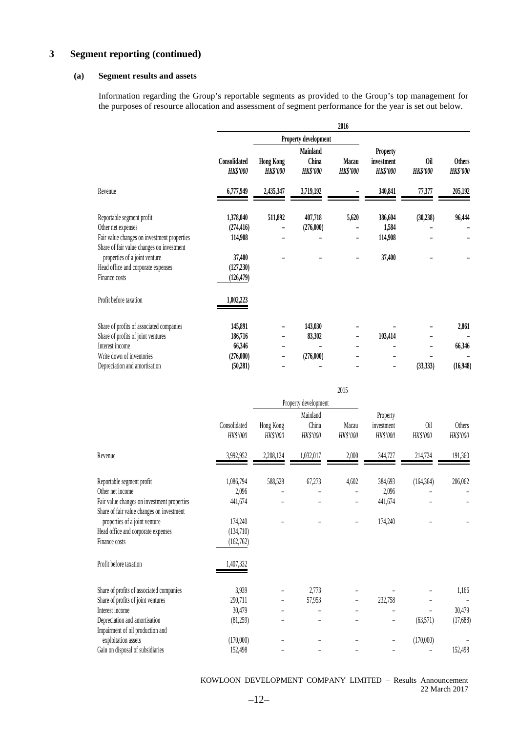# 3 Segment reporting (continued)

## (a) Segment results and assets

Information regarding the Group's reportable segments as provided to the Group's top management for the purposes of resource allocation and assessment of segment performance for the year is set out below.

| | 2016 | | | | | | |
|---|---|---|---|---|---|---|---|
| | | Property development | | | | | |
| | Consolidated *HK$'000* | Hong Kong *HK$'000* | Mainland China *HK$'000* | Macau *HK$'000* | Property investment *HK$'000* | Oil *HK$'000* | Others *HK$'000* |
| Revenue | 6,777,949 | 2,435,347 | 3,719,192 | – | 340,841 | 77,377 | 205,192 |
| Reportable segment profit | 1,378,040 | 511,892 | 407,718 | 5,620 | 386,604 | (30,238) | 96,444 |
| Other net expenses | (274,416) | – | (276,000) | – | 1,584 | – | – |
| Fair value changes on investment properties | 114,908 | – | – | – | 114,908 | – | – |
| Share of fair value changes on investment properties of a joint venture | 37,400 | – | – | – | 37,400 | – | – |
| Head office and corporate expenses | (127,230) | | | | | | |
| Finance costs | (126,479) | | | | | | |
| Profit before taxation | 1,002,223 | | | | | | |
| Share of profits of associated companies | 145,891 | – | 143,030 | – | – | – | 2,861 |
| Share of profits of joint ventures | 186,716 | – | 83,302 | – | 103,414 | – | – |
| Interest income | 66,346 | – | – | – | – | – | 66,346 |
| Write down of inventories | (276,000) | – | (276,000) | – | – | – | – |
| Depreciation and amortisation | (50,281) | – | – | – | – | (33,333) | (16,948) |

| | 2015 | | | | | | |
|---|---|---|---|---|---|---|---|
| | | Property development | | | | | |
| | Consolidated *HK$'000* | Hong Kong *HK$'000* | Mainland China *HK$'000* | Macau *HK$'000* | Property investment *HK$'000* | Oil *HK$'000* | Others *HK$'000* |
| Revenue | 3,992,952 | 2,208,124 | 1,032,017 | 2,000 | 344,727 | 214,724 | 191,360 |
| Reportable segment profit | 1,086,794 | 588,528 | 67,273 | 4,602 | 384,693 | (164,364) | 206,062 |
| Other net income | 2,096 | – | – | – | 2,096 | – | – |
| Fair value changes on investment properties | 441,674 | – | – | – | 441,674 | – | – |
| Share of fair value changes on investment properties of a joint venture | 174,240 | – | – | – | 174,240 | – | – |
| Head office and corporate expenses | (134,710) | | | | | | |
| Finance costs | (162,762) | | | | | | |
| Profit before taxation | 1,407,332 | | | | | | |
| Share of profits of associated companies | 3,939 | – | 2,773 | – | – | – | 1,166 |
| Share of profits of joint ventures | 290,711 | – | 57,953 | – | 232,758 | – | – |
| Interest income | 30,479 | – | – | – | – | – | 30,479 |
| Depreciation and amortisation | (81,259) | – | – | – | – | (63,571) | (17,688) |
| Impairment of oil production and exploitation assets | (170,000) | – | – | – | – | (170,000) | – |
| Gain on disposal of subsidiaries | 152,498 | – | – | – | – | – | 152,498 |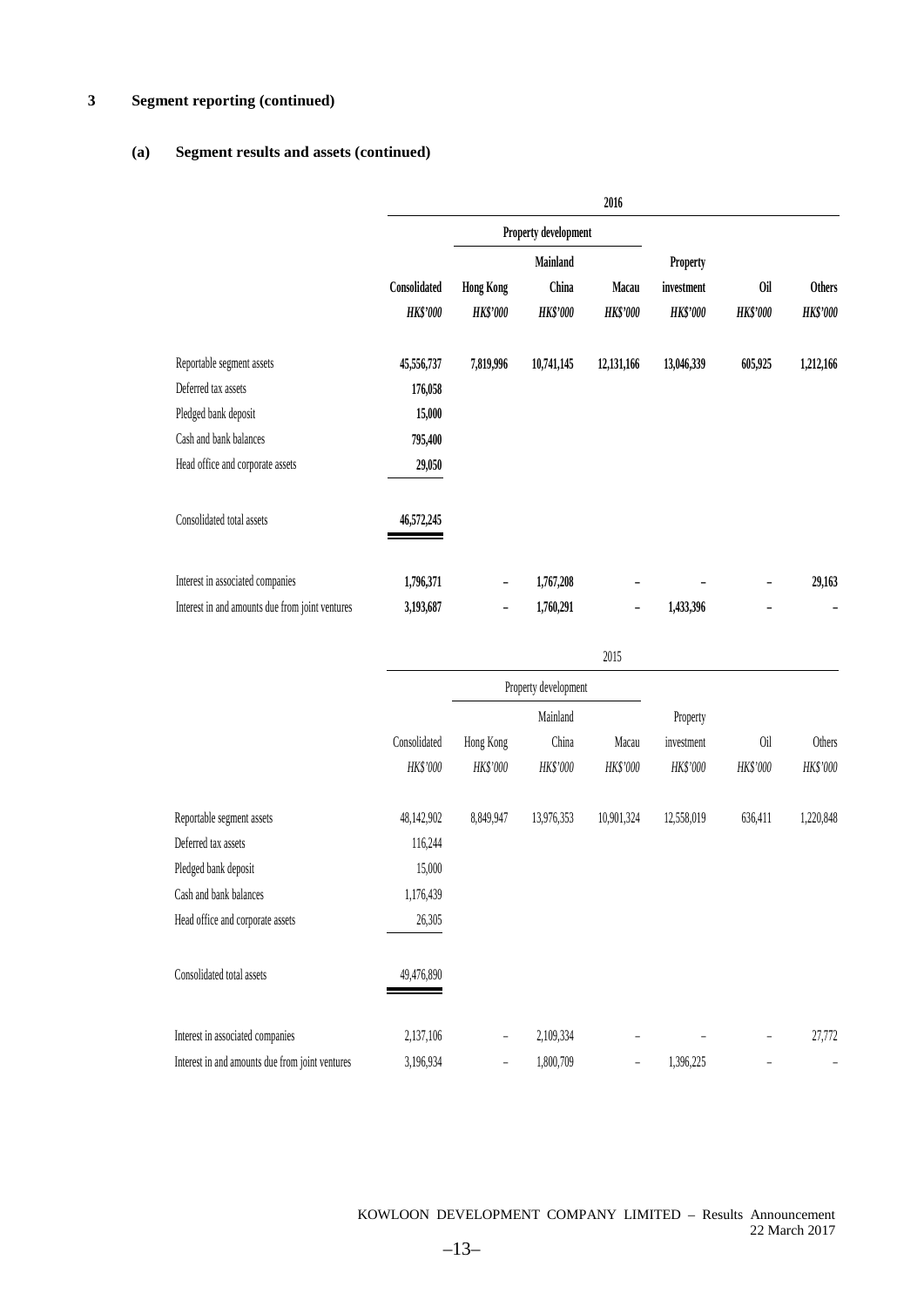## 3 Segment reporting (continued)

### (a) Segment results and assets (continued)

| | 2016 | | | | | | |
|---|---|---|---|---|---|---|---|
| | | Property development | | | | | |
| | Consolidated | Hong Kong | Mainland China | Macau | Property investment | Oil | Others |
| | *HK$'000* | *HK$'000* | *HK$'000* | *HK$'000* | *HK$'000* | *HK$'000* | *HK$'000* |
| Reportable segment assets | **45,556,737** | **7,819,996** | **10,741,145** | **12,131,166** | **13,046,339** | **605,925** | **1,212,166** |
| Deferred tax assets | **176,058** | | | | | | |
| Pledged bank deposit | **15,000** | | | | | | |
| Cash and bank balances | **795,400** | | | | | | |
| Head office and corporate assets | **29,050** | | | | | | |
| Consolidated total assets | **46,572,245** | | | | | | |
| Interest in associated companies | **1,796,371** | **–** | **1,767,208** | **–** | **–** | **–** | **29,163** |
| Interest in and amounts due from joint ventures | **3,193,687** | **–** | **1,760,291** | **–** | **1,433,396** | **–** | **–** |

| | 2015 | | | | | | |
|---|---|---|---|---|---|---|---|
| | | Property development | | | | | |
| | Consolidated | Hong Kong | Mainland China | Macau | Property investment | Oil | Others |
| | *HK$'000* | *HK$'000* | *HK$'000* | *HK$'000* | *HK$'000* | *HK$'000* | *HK$'000* |
| Reportable segment assets | 48,142,902 | 8,849,947 | 13,976,353 | 10,901,324 | 12,558,019 | 636,411 | 1,220,848 |
| Deferred tax assets | 116,244 | | | | | | |
| Pledged bank deposit | 15,000 | | | | | | |
| Cash and bank balances | 1,176,439 | | | | | | |
| Head office and corporate assets | 26,305 | | | | | | |
| Consolidated total assets | 49,476,890 | | | | | | |
| Interest in associated companies | 2,137,106 | – | 2,109,334 | – | – | – | 27,772 |
| Interest in and amounts due from joint ventures | 3,196,934 | – | 1,800,709 | – | 1,396,225 | – | – |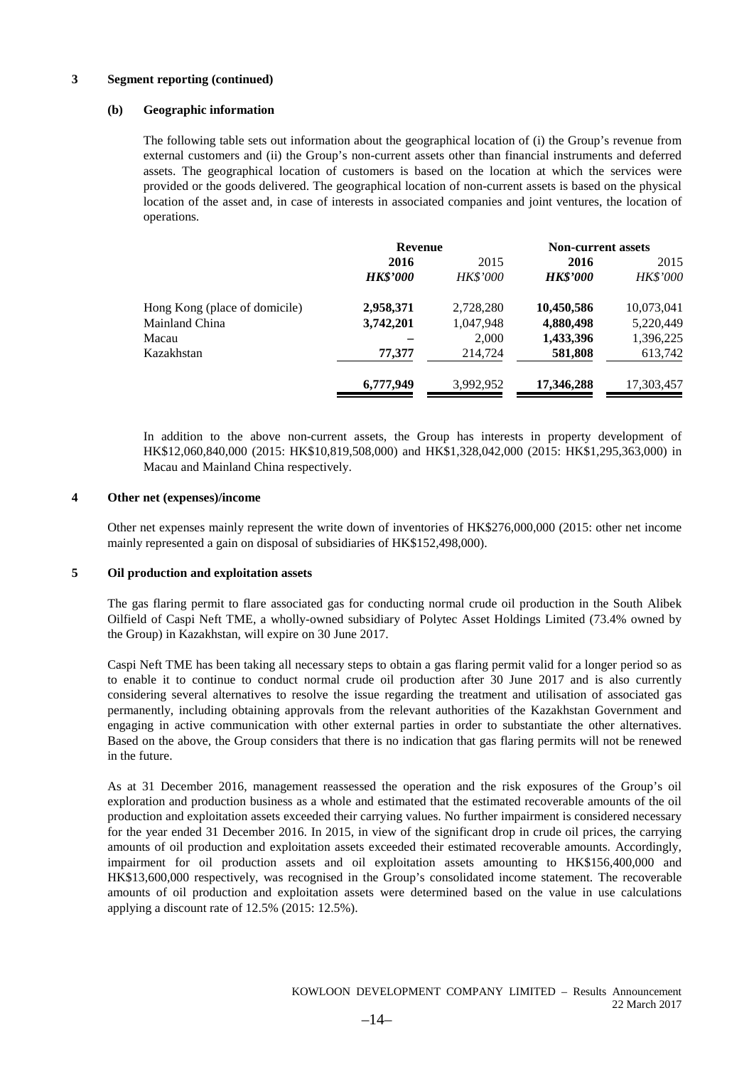## 3 Segment reporting (continued)

### (b) Geographic information

The following table sets out information about the geographical location of (i) the Group's revenue from external customers and (ii) the Group's non-current assets other than financial instruments and deferred assets. The geographical location of customers is based on the location at which the services were provided or the goods delivered. The geographical location of non-current assets is based on the physical location of the asset and, in case of interests in associated companies and joint ventures, the location of operations.

| | **Revenue** | | **Non-current assets** | |
|---|---|---|---|---|
| | **2016** | 2015 | **2016** | 2015 |
| | ***HK$'000*** | *HK$'000* | ***HK$'000*** | *HK$'000* |
| Hong Kong (place of domicile) | **2,958,371** | 2,728,280 | **10,450,586** | 10,073,041 |
| Mainland China | **3,742,201** | 1,047,948 | **4,880,498** | 5,220,449 |
| Macau | **–** | 2,000 | **1,433,396** | 1,396,225 |
| Kazakhstan | **77,377** | 214,724 | **581,808** | 613,742 |
| | **6,777,949** | 3,992,952 | **17,346,288** | 17,303,457 |

In addition to the above non-current assets, the Group has interests in property development of HK$12,060,840,000 (2015: HK$10,819,508,000) and HK$1,328,042,000 (2015: HK$1,295,363,000) in Macau and Mainland China respectively.

## 4 Other net (expenses)/income

Other net expenses mainly represent the write down of inventories of HK$276,000,000 (2015: other net income mainly represented a gain on disposal of subsidiaries of HK$152,498,000).

## 5 Oil production and exploitation assets

The gas flaring permit to flare associated gas for conducting normal crude oil production in the South Alibek Oilfield of Caspi Neft TME, a wholly-owned subsidiary of Polytec Asset Holdings Limited (73.4% owned by the Group) in Kazakhstan, will expire on 30 June 2017.

Caspi Neft TME has been taking all necessary steps to obtain a gas flaring permit valid for a longer period so as to enable it to continue to conduct normal crude oil production after 30 June 2017 and is also currently considering several alternatives to resolve the issue regarding the treatment and utilisation of associated gas permanently, including obtaining approvals from the relevant authorities of the Kazakhstan Government and engaging in active communication with other external parties in order to substantiate the other alternatives. Based on the above, the Group considers that there is no indication that gas flaring permits will not be renewed in the future.

As at 31 December 2016, management reassessed the operation and the risk exposures of the Group's oil exploration and production business as a whole and estimated that the estimated recoverable amounts of the oil production and exploitation assets exceeded their carrying values. No further impairment is considered necessary for the year ended 31 December 2016. In 2015, in view of the significant drop in crude oil prices, the carrying amounts of oil production and exploitation assets exceeded their estimated recoverable amounts. Accordingly, impairment for oil production assets and oil exploitation assets amounting to HK$156,400,000 and HK$13,600,000 respectively, was recognised in the Group's consolidated income statement. The recoverable amounts of oil production and exploitation assets were determined based on the value in use calculations applying a discount rate of 12.5% (2015: 12.5%).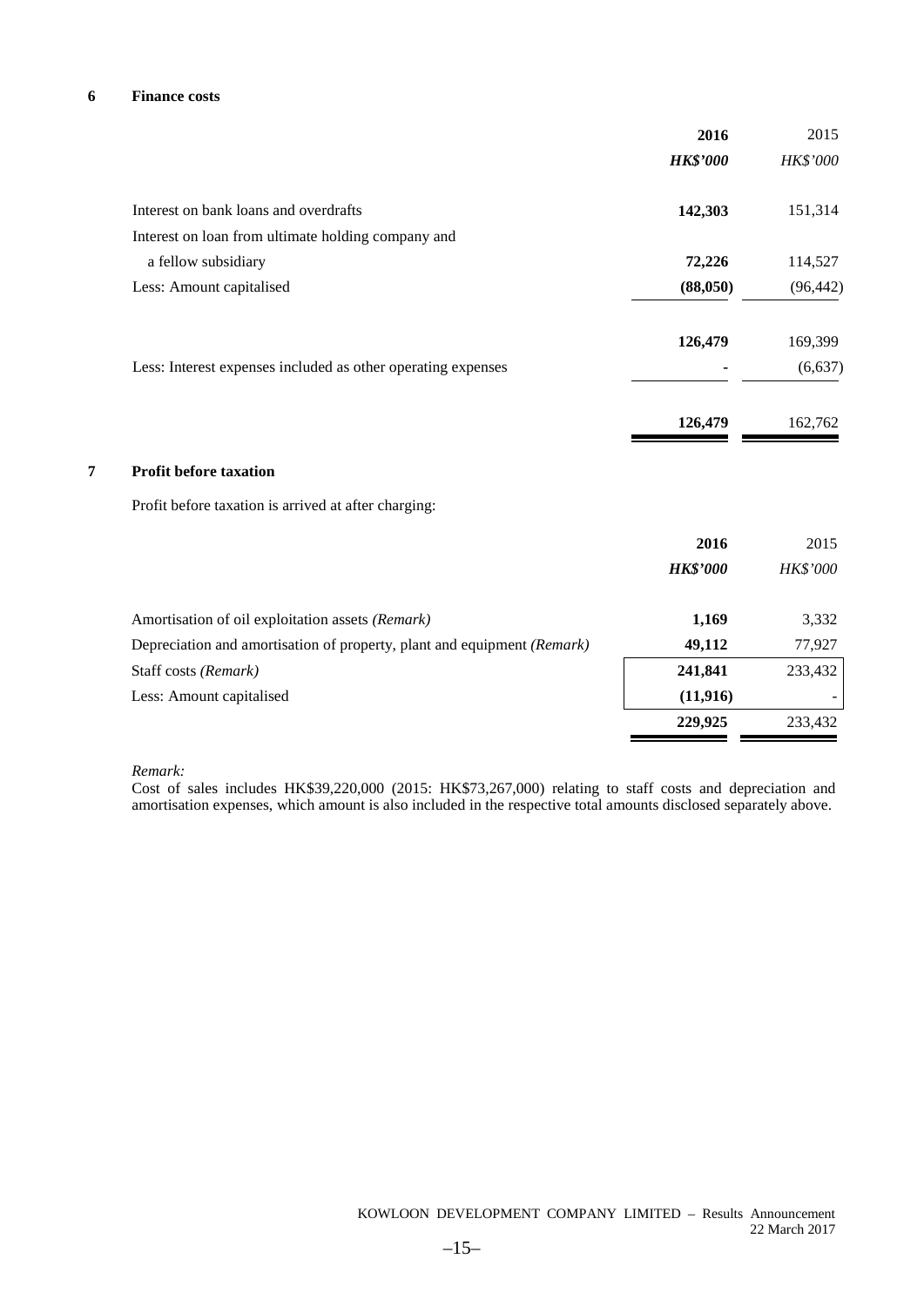## 6 Finance costs

| | 2016 | 2015 |
|---|---|---|
| | ***HK$'000*** | *HK$'000* |
| Interest on bank loans and overdrafts | **142,303** | 151,314 |
| Interest on loan from ultimate holding company and a fellow subsidiary | **72,226** | 114,527 |
| Less: Amount capitalised | **(88,050)** | (96,442) |
| | **126,479** | 169,399 |
| Less: Interest expenses included as other operating expenses | **-** | (6,637) |
| | **126,479** | 162,762 |

## 7 Profit before taxation

Profit before taxation is arrived at after charging:

| | 2016 | 2015 |
|---|---|---|
| | ***HK$'000*** | *HK$'000* |
| Amortisation of oil exploitation assets *(Remark)* | **1,169** | 3,332 |
| Depreciation and amortisation of property, plant and equipment *(Remark)* | **49,112** | 77,927 |
| Staff costs *(Remark)* | **241,841** | 233,432 |
| Less: Amount capitalised | **(11,916)** | - |
| | **229,925** | 233,432 |

*Remark:*
Cost of sales includes HK$39,220,000 (2015: HK$73,267,000) relating to staff costs and depreciation and amortisation expenses, which amount is also included in the respective total amounts disclosed separately above.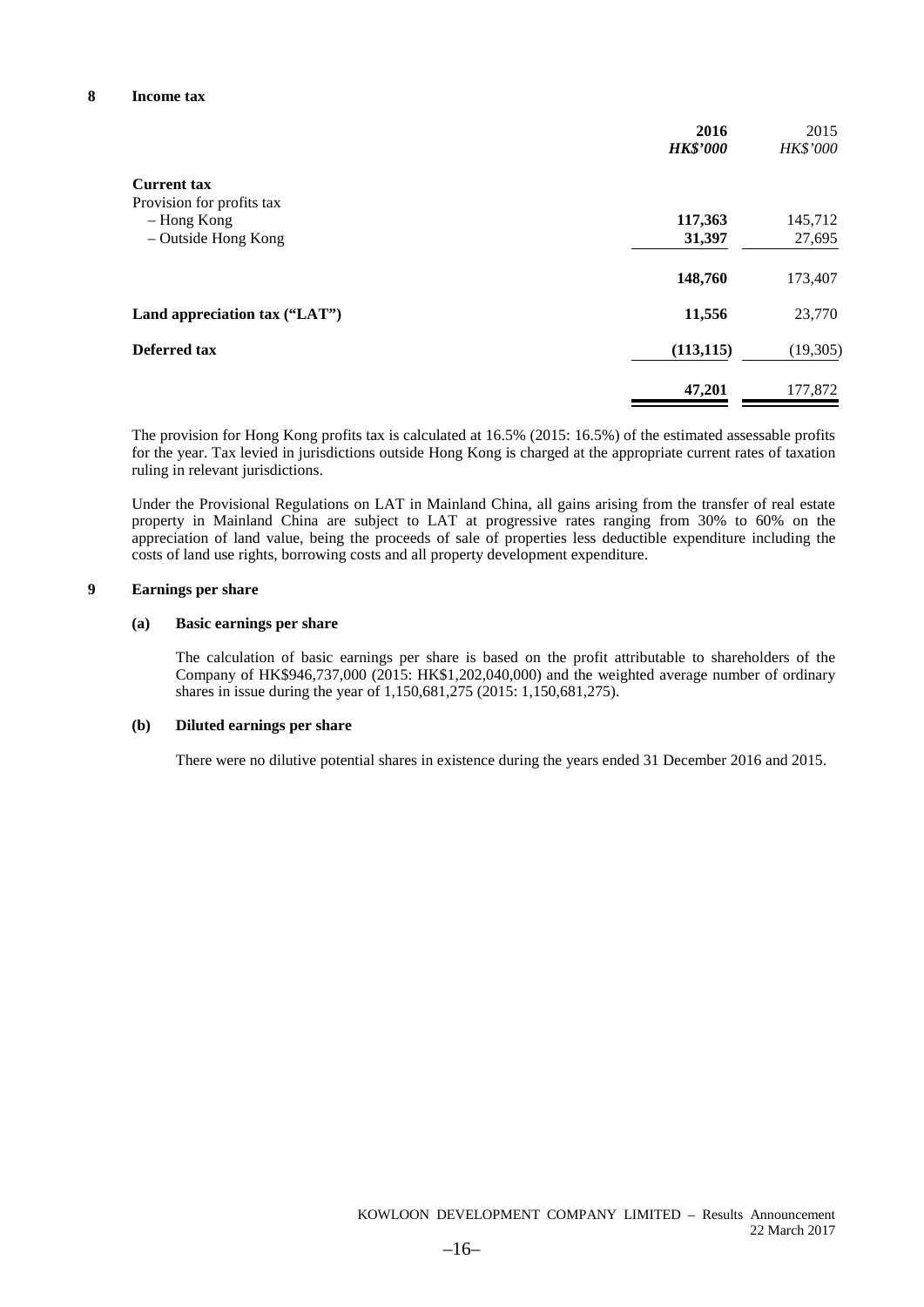## 8 Income tax

| | **2016** | 2015 |
|---|---|---|
| | ***HK$'000*** | *HK$'000* |
| **Current tax** | | |
| Provision for profits tax | | |
| – Hong Kong | **117,363** | 145,712 |
| – Outside Hong Kong | **31,397** | 27,695 |
| | **148,760** | 173,407 |
| **Land appreciation tax ("LAT")** | **11,556** | 23,770 |
| **Deferred tax** | **(113,115)** | (19,305) |
| | **47,201** | 177,872 |

The provision for Hong Kong profits tax is calculated at 16.5% (2015: 16.5%) of the estimated assessable profits for the year. Tax levied in jurisdictions outside Hong Kong is charged at the appropriate current rates of taxation ruling in relevant jurisdictions.

Under the Provisional Regulations on LAT in Mainland China, all gains arising from the transfer of real estate property in Mainland China are subject to LAT at progressive rates ranging from 30% to 60% on the appreciation of land value, being the proceeds of sale of properties less deductible expenditure including the costs of land use rights, borrowing costs and all property development expenditure.

## 9 Earnings per share

### (a) Basic earnings per share

The calculation of basic earnings per share is based on the profit attributable to shareholders of the Company of HK$946,737,000 (2015: HK$1,202,040,000) and the weighted average number of ordinary shares in issue during the year of 1,150,681,275 (2015: 1,150,681,275).

### (b) Diluted earnings per share

There were no dilutive potential shares in existence during the years ended 31 December 2016 and 2015.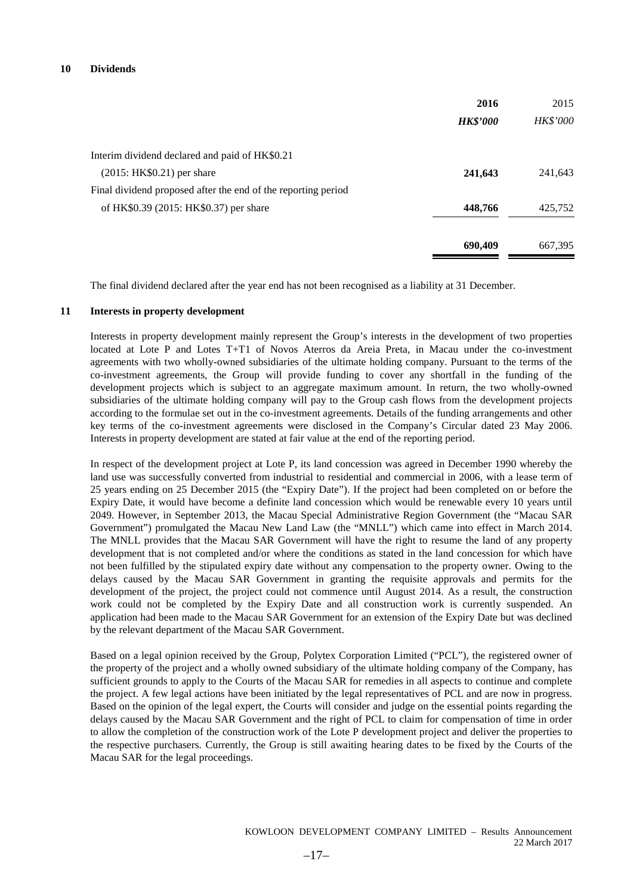## 10 Dividends

| | **2016** | 2015 |
|---|---|---|
| | ***HK$'000*** | *HK$'000* |
| Interim dividend declared and paid of HK$0.21 (2015: HK$0.21) per share | **241,643** | 241,643 |
| Final dividend proposed after the end of the reporting period of HK$0.39 (2015: HK$0.37) per share | **448,766** | 425,752 |
| | **690,409** | 667,395 |

The final dividend declared after the year end has not been recognised as a liability at 31 December.

## 11 Interests in property development

Interests in property development mainly represent the Group's interests in the development of two properties located at Lote P and Lotes T+T1 of Novos Aterros da Areia Preta, in Macau under the co-investment agreements with two wholly-owned subsidiaries of the ultimate holding company. Pursuant to the terms of the co-investment agreements, the Group will provide funding to cover any shortfall in the funding of the development projects which is subject to an aggregate maximum amount. In return, the two wholly-owned subsidiaries of the ultimate holding company will pay to the Group cash flows from the development projects according to the formulae set out in the co-investment agreements. Details of the funding arrangements and other key terms of the co-investment agreements were disclosed in the Company's Circular dated 23 May 2006. Interests in property development are stated at fair value at the end of the reporting period.

In respect of the development project at Lote P, its land concession was agreed in December 1990 whereby the land use was successfully converted from industrial to residential and commercial in 2006, with a lease term of 25 years ending on 25 December 2015 (the "Expiry Date"). If the project had been completed on or before the Expiry Date, it would have become a definite land concession which would be renewable every 10 years until 2049. However, in September 2013, the Macau Special Administrative Region Government (the "Macau SAR Government") promulgated the Macau New Land Law (the "MNLL") which came into effect in March 2014. The MNLL provides that the Macau SAR Government will have the right to resume the land of any property development that is not completed and/or where the conditions as stated in the land concession for which have not been fulfilled by the stipulated expiry date without any compensation to the property owner. Owing to the delays caused by the Macau SAR Government in granting the requisite approvals and permits for the development of the project, the project could not commence until August 2014. As a result, the construction work could not be completed by the Expiry Date and all construction work is currently suspended. An application had been made to the Macau SAR Government for an extension of the Expiry Date but was declined by the relevant department of the Macau SAR Government.

Based on a legal opinion received by the Group, Polytex Corporation Limited ("PCL"), the registered owner of the property of the project and a wholly owned subsidiary of the ultimate holding company of the Company, has sufficient grounds to apply to the Courts of the Macau SAR for remedies in all aspects to continue and complete the project. A few legal actions have been initiated by the legal representatives of PCL and are now in progress. Based on the opinion of the legal expert, the Courts will consider and judge on the essential points regarding the delays caused by the Macau SAR Government and the right of PCL to claim for compensation of time in order to allow the completion of the construction work of the Lote P development project and deliver the properties to the respective purchasers. Currently, the Group is still awaiting hearing dates to be fixed by the Courts of the Macau SAR for the legal proceedings.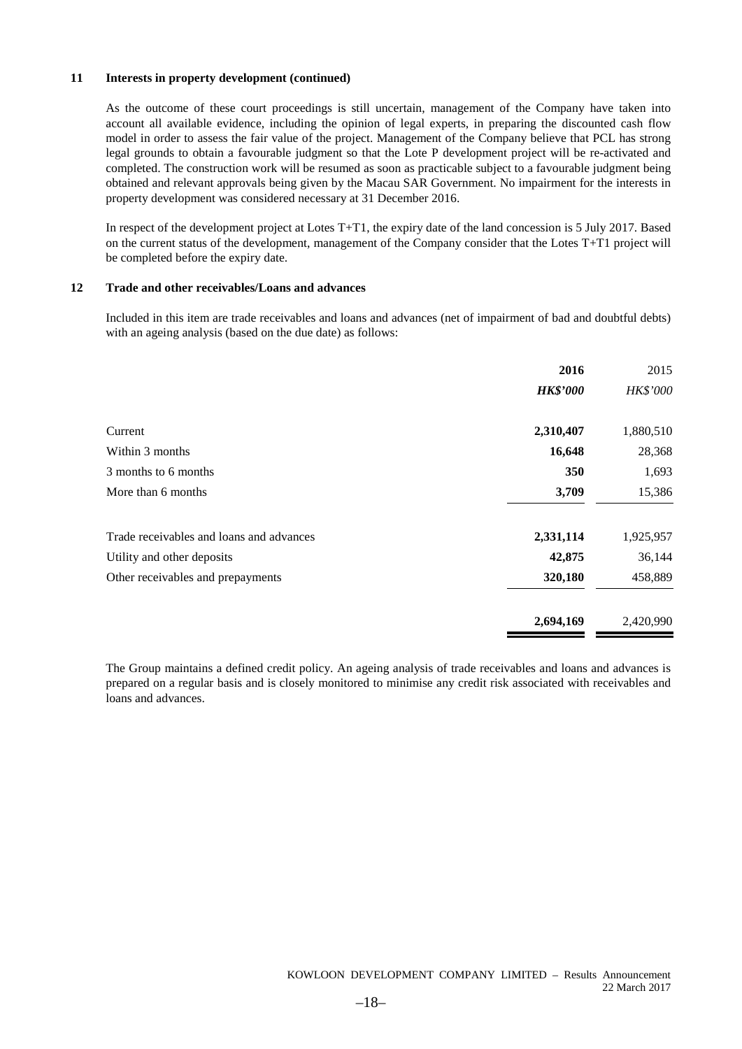**11 Interests in property development (continued)**

As the outcome of these court proceedings is still uncertain, management of the Company have taken into account all available evidence, including the opinion of legal experts, in preparing the discounted cash flow model in order to assess the fair value of the project. Management of the Company believe that PCL has strong legal grounds to obtain a favourable judgment so that the Lote P development project will be re-activated and completed. The construction work will be resumed as soon as practicable subject to a favourable judgment being obtained and relevant approvals being given by the Macau SAR Government. No impairment for the interests in property development was considered necessary at 31 December 2016.

In respect of the development project at Lotes T+T1, the expiry date of the land concession is 5 July 2017. Based on the current status of the development, management of the Company consider that the Lotes T+T1 project will be completed before the expiry date.

**12 Trade and other receivables/Loans and advances**

Included in this item are trade receivables and loans and advances (net of impairment of bad and doubtful debts) with an ageing analysis (based on the due date) as follows:

| | **2016** | 2015 |
|---|---|---|
| | ***HK$'000*** | *HK$'000* |
| Current | **2,310,407** | 1,880,510 |
| Within 3 months | **16,648** | 28,368 |
| 3 months to 6 months | **350** | 1,693 |
| More than 6 months | **3,709** | 15,386 |
| Trade receivables and loans and advances | **2,331,114** | 1,925,957 |
| Utility and other deposits | **42,875** | 36,144 |
| Other receivables and prepayments | **320,180** | 458,889 |
| | **2,694,169** | 2,420,990 |

The Group maintains a defined credit policy. An ageing analysis of trade receivables and loans and advances is prepared on a regular basis and is closely monitored to minimise any credit risk associated with receivables and loans and advances.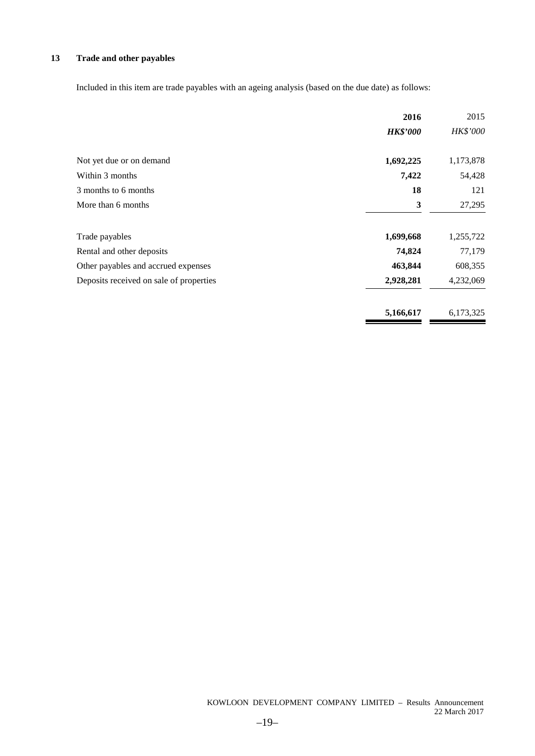## 13 Trade and other payables

Included in this item are trade payables with an ageing analysis (based on the due date) as follows:

| | **2016** | 2015 |
|---|---|---|
| | ***HK$'000*** | *HK$'000* |
| Not yet due or on demand | **1,692,225** | 1,173,878 |
| Within 3 months | **7,422** | 54,428 |
| 3 months to 6 months | **18** | 121 |
| More than 6 months | **3** | 27,295 |
| Trade payables | **1,699,668** | 1,255,722 |
| Rental and other deposits | **74,824** | 77,179 |
| Other payables and accrued expenses | **463,844** | 608,355 |
| Deposits received on sale of properties | **2,928,281** | 4,232,069 |
| | **5,166,617** | 6,173,325 |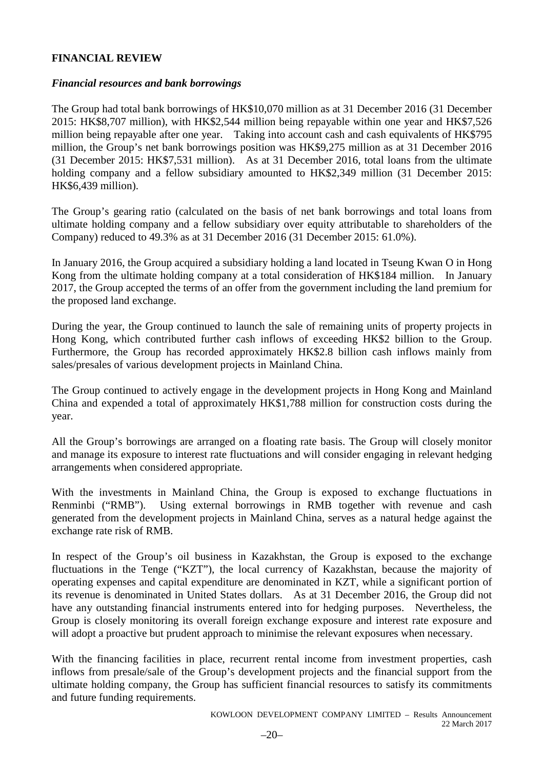## FINANCIAL REVIEW

### *Financial resources and bank borrowings*

The Group had total bank borrowings of HK$10,070 million as at 31 December 2016 (31 December 2015: HK$8,707 million), with HK$2,544 million being repayable within one year and HK$7,526 million being repayable after one year. Taking into account cash and cash equivalents of HK$795 million, the Group's net bank borrowings position was HK$9,275 million as at 31 December 2016 (31 December 2015: HK$7,531 million). As at 31 December 2016, total loans from the ultimate holding company and a fellow subsidiary amounted to HK$2,349 million (31 December 2015: HK$6,439 million).

The Group's gearing ratio (calculated on the basis of net bank borrowings and total loans from ultimate holding company and a fellow subsidiary over equity attributable to shareholders of the Company) reduced to 49.3% as at 31 December 2016 (31 December 2015: 61.0%).

In January 2016, the Group acquired a subsidiary holding a land located in Tseung Kwan O in Hong Kong from the ultimate holding company at a total consideration of HK$184 million. In January 2017, the Group accepted the terms of an offer from the government including the land premium for the proposed land exchange.

During the year, the Group continued to launch the sale of remaining units of property projects in Hong Kong, which contributed further cash inflows of exceeding HK$2 billion to the Group. Furthermore, the Group has recorded approximately HK$2.8 billion cash inflows mainly from sales/presales of various development projects in Mainland China.

The Group continued to actively engage in the development projects in Hong Kong and Mainland China and expended a total of approximately HK$1,788 million for construction costs during the year.

All the Group's borrowings are arranged on a floating rate basis. The Group will closely monitor and manage its exposure to interest rate fluctuations and will consider engaging in relevant hedging arrangements when considered appropriate.

With the investments in Mainland China, the Group is exposed to exchange fluctuations in Renminbi ("RMB"). Using external borrowings in RMB together with revenue and cash generated from the development projects in Mainland China, serves as a natural hedge against the exchange rate risk of RMB.

In respect of the Group's oil business in Kazakhstan, the Group is exposed to the exchange fluctuations in the Tenge ("KZT"), the local currency of Kazakhstan, because the majority of operating expenses and capital expenditure are denominated in KZT, while a significant portion of its revenue is denominated in United States dollars. As at 31 December 2016, the Group did not have any outstanding financial instruments entered into for hedging purposes. Nevertheless, the Group is closely monitoring its overall foreign exchange exposure and interest rate exposure and will adopt a proactive but prudent approach to minimise the relevant exposures when necessary.

With the financing facilities in place, recurrent rental income from investment properties, cash inflows from presale/sale of the Group's development projects and the financial support from the ultimate holding company, the Group has sufficient financial resources to satisfy its commitments and future funding requirements.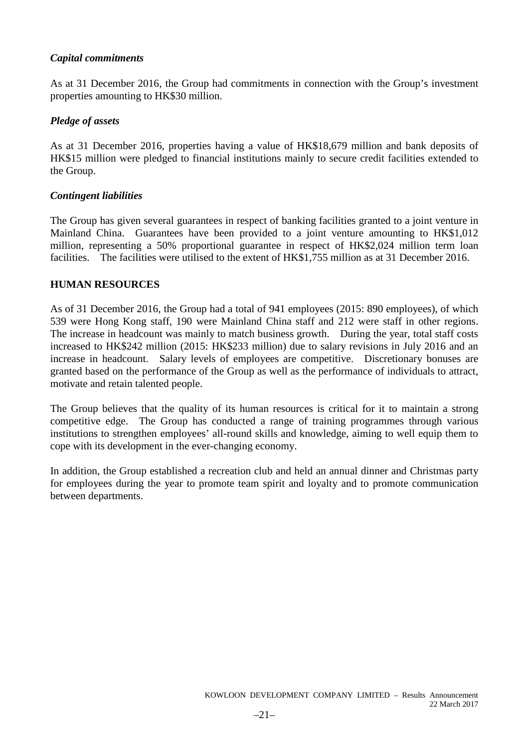### *Capital commitments*

As at 31 December 2016, the Group had commitments in connection with the Group's investment properties amounting to HK$30 million.

### *Pledge of assets*

As at 31 December 2016, properties having a value of HK$18,679 million and bank deposits of HK$15 million were pledged to financial institutions mainly to secure credit facilities extended to the Group.

### *Contingent liabilities*

The Group has given several guarantees in respect of banking facilities granted to a joint venture in Mainland China. Guarantees have been provided to a joint venture amounting to HK$1,012 million, representing a 50% proportional guarantee in respect of HK$2,024 million term loan facilities. The facilities were utilised to the extent of HK$1,755 million as at 31 December 2016.

## HUMAN RESOURCES

As of 31 December 2016, the Group had a total of 941 employees (2015: 890 employees), of which 539 were Hong Kong staff, 190 were Mainland China staff and 212 were staff in other regions. The increase in headcount was mainly to match business growth. During the year, total staff costs increased to HK$242 million (2015: HK$233 million) due to salary revisions in July 2016 and an increase in headcount. Salary levels of employees are competitive. Discretionary bonuses are granted based on the performance of the Group as well as the performance of individuals to attract, motivate and retain talented people.

The Group believes that the quality of its human resources is critical for it to maintain a strong competitive edge. The Group has conducted a range of training programmes through various institutions to strengthen employees' all-round skills and knowledge, aiming to well equip them to cope with its development in the ever-changing economy.

In addition, the Group established a recreation club and held an annual dinner and Christmas party for employees during the year to promote team spirit and loyalty and to promote communication between departments.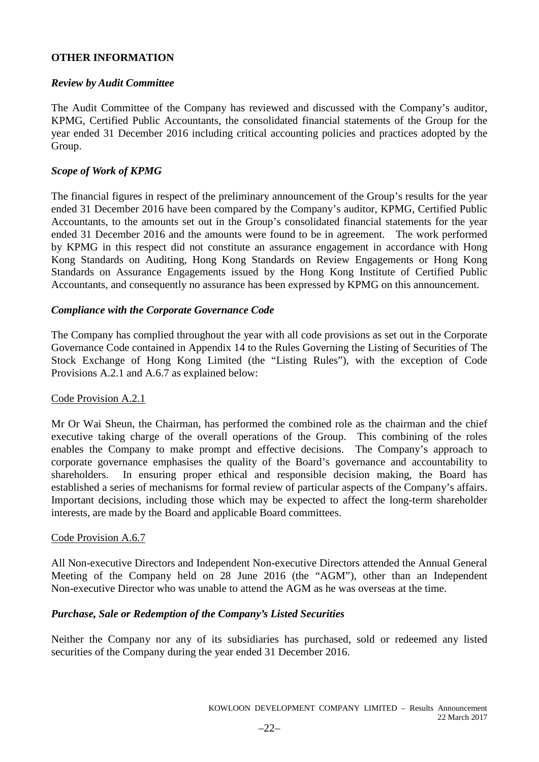## OTHER INFORMATION

### *Review by Audit Committee*

The Audit Committee of the Company has reviewed and discussed with the Company's auditor, KPMG, Certified Public Accountants, the consolidated financial statements of the Group for the year ended 31 December 2016 including critical accounting policies and practices adopted by the Group.

### *Scope of Work of KPMG*

The financial figures in respect of the preliminary announcement of the Group's results for the year ended 31 December 2016 have been compared by the Company's auditor, KPMG, Certified Public Accountants, to the amounts set out in the Group's consolidated financial statements for the year ended 31 December 2016 and the amounts were found to be in agreement. The work performed by KPMG in this respect did not constitute an assurance engagement in accordance with Hong Kong Standards on Auditing, Hong Kong Standards on Review Engagements or Hong Kong Standards on Assurance Engagements issued by the Hong Kong Institute of Certified Public Accountants, and consequently no assurance has been expressed by KPMG on this announcement.

### *Compliance with the Corporate Governance Code*

The Company has complied throughout the year with all code provisions as set out in the Corporate Governance Code contained in Appendix 14 to the Rules Governing the Listing of Securities of The Stock Exchange of Hong Kong Limited (the "Listing Rules"), with the exception of Code Provisions A.2.1 and A.6.7 as explained below:

Code Provision A.2.1

Mr Or Wai Sheun, the Chairman, has performed the combined role as the chairman and the chief executive taking charge of the overall operations of the Group. This combining of the roles enables the Company to make prompt and effective decisions. The Company's approach to corporate governance emphasises the quality of the Board's governance and accountability to shareholders. In ensuring proper ethical and responsible decision making, the Board has established a series of mechanisms for formal review of particular aspects of the Company's affairs. Important decisions, including those which may be expected to affect the long-term shareholder interests, are made by the Board and applicable Board committees.

Code Provision A.6.7

All Non-executive Directors and Independent Non-executive Directors attended the Annual General Meeting of the Company held on 28 June 2016 (the "AGM"), other than an Independent Non-executive Director who was unable to attend the AGM as he was overseas at the time.

### *Purchase, Sale or Redemption of the Company's Listed Securities*

Neither the Company nor any of its subsidiaries has purchased, sold or redeemed any listed securities of the Company during the year ended 31 December 2016.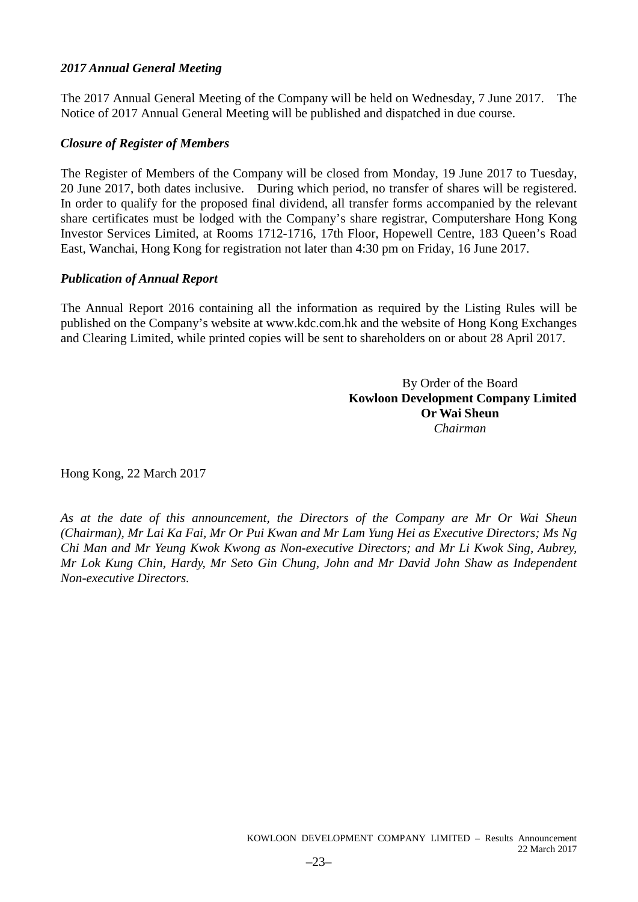### *2017 Annual General Meeting*

The 2017 Annual General Meeting of the Company will be held on Wednesday, 7 June 2017. The Notice of 2017 Annual General Meeting will be published and dispatched in due course.

### *Closure of Register of Members*

The Register of Members of the Company will be closed from Monday, 19 June 2017 to Tuesday, 20 June 2017, both dates inclusive. During which period, no transfer of shares will be registered. In order to qualify for the proposed final dividend, all transfer forms accompanied by the relevant share certificates must be lodged with the Company's share registrar, Computershare Hong Kong Investor Services Limited, at Rooms 1712-1716, 17th Floor, Hopewell Centre, 183 Queen's Road East, Wanchai, Hong Kong for registration not later than 4:30 pm on Friday, 16 June 2017.

### *Publication of Annual Report*

The Annual Report 2016 containing all the information as required by the Listing Rules will be published on the Company's website at www.kdc.com.hk and the website of Hong Kong Exchanges and Clearing Limited, while printed copies will be sent to shareholders on or about 28 April 2017.

By Order of the Board
**Kowloon Development Company Limited**
**Or Wai Sheun**
*Chairman*

Hong Kong, 22 March 2017

*As at the date of this announcement, the Directors of the Company are Mr Or Wai Sheun (Chairman), Mr Lai Ka Fai, Mr Or Pui Kwan and Mr Lam Yung Hei as Executive Directors; Ms Ng Chi Man and Mr Yeung Kwok Kwong as Non-executive Directors; and Mr Li Kwok Sing, Aubrey, Mr Lok Kung Chin, Hardy, Mr Seto Gin Chung, John and Mr David John Shaw as Independent Non-executive Directors.*